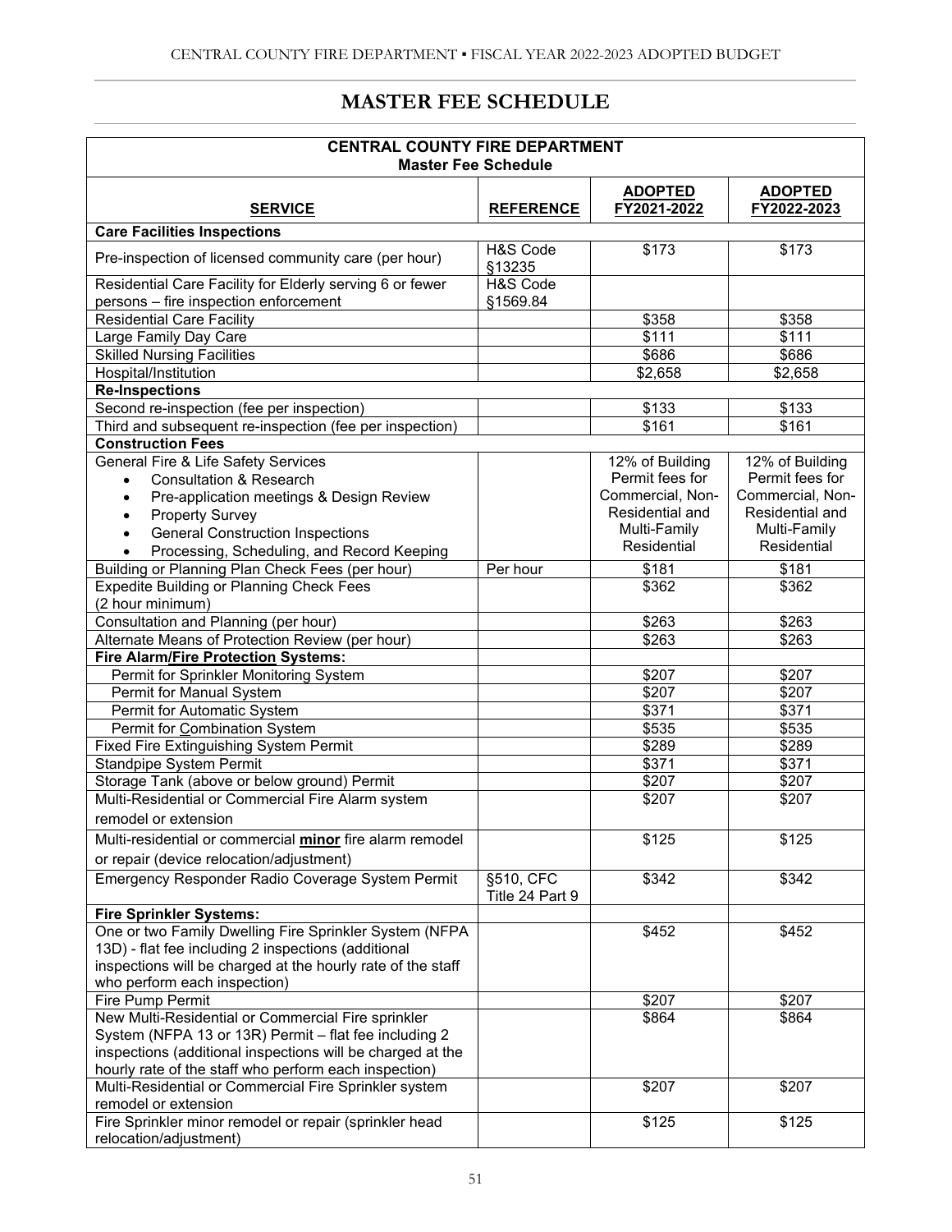# MASTER FEE SCHEDULE

| CENTRAL COUNTY FIRE DEPARTMENT<br>Master Fee Schedule | | | |
|---|---|---|---|
| **SERVICE** | **REFERENCE** | **ADOPTED FY2021-2022** | **ADOPTED FY2022-2023** |
| **Care Facilities Inspections** | | | |
| Pre-inspection of licensed community care (per hour) | H&S Code §13235 | $173 | $173 |
| Residential Care Facility for Elderly serving 6 or fewer persons – fire inspection enforcement | H&S Code §1569.84 | | |
| Residential Care Facility | | $358 | $358 |
| Large Family Day Care | | $111 | $111 |
| Skilled Nursing Facilities | | $686 | $686 |
| Hospital/Institution | | $2,658 | $2,658 |
| **Re-Inspections** | | | |
| Second re-inspection (fee per inspection) | | $133 | $133 |
| Third and subsequent re-inspection (fee per inspection) | | $161 | $161 |
| **Construction Fees** | | | |
| General Fire & Life Safety Services<br>• Consultation & Research<br>• Pre-application meetings & Design Review<br>• Property Survey<br>• General Construction Inspections<br>• Processing, Scheduling, and Record Keeping | | 12% of Building Permit fees for Commercial, Non-Residential and Multi-Family Residential | 12% of Building Permit fees for Commercial, Non-Residential and Multi-Family Residential |
| Building or Planning Plan Check Fees (per hour) | Per hour | $181 | $181 |
| Expedite Building or Planning Check Fees (2 hour minimum) | | $362 | $362 |
| Consultation and Planning (per hour) | | $263 | $263 |
| Alternate Means of Protection Review (per hour) | | $263 | $263 |
| **Fire Alarm/Fire Protection Systems:** | | | |
| Permit for Sprinkler Monitoring System | | $207 | $207 |
| Permit for Manual System | | $207 | $207 |
| Permit for Automatic System | | $371 | $371 |
| Permit for Combination System | | $535 | $535 |
| Fixed Fire Extinguishing System Permit | | $289 | $289 |
| Standpipe System Permit | | $371 | $371 |
| Storage Tank (above or below ground) Permit | | $207 | $207 |
| Multi-Residential or Commercial Fire Alarm system remodel or extension | | $207 | $207 |
| Multi-residential or commercial **minor** fire alarm remodel or repair (device relocation/adjustment) | | $125 | $125 |
| Emergency Responder Radio Coverage System Permit | §510, CFC Title 24 Part 9 | $342 | $342 |
| **Fire Sprinkler Systems:** | | | |
| One or two Family Dwelling Fire Sprinkler System (NFPA 13D) - flat fee including 2 inspections (additional inspections will be charged at the hourly rate of the staff who perform each inspection) | | $452 | $452 |
| Fire Pump Permit | | $207 | $207 |
| New Multi-Residential or Commercial Fire sprinkler System (NFPA 13 or 13R) Permit – flat fee including 2 inspections (additional inspections will be charged at the hourly rate of the staff who perform each inspection) | | $864 | $864 |
| Multi-Residential or Commercial Fire Sprinkler system remodel or extension | | $207 | $207 |
| Fire Sprinkler minor remodel or repair (sprinkler head relocation/adjustment) | | $125 | $125 |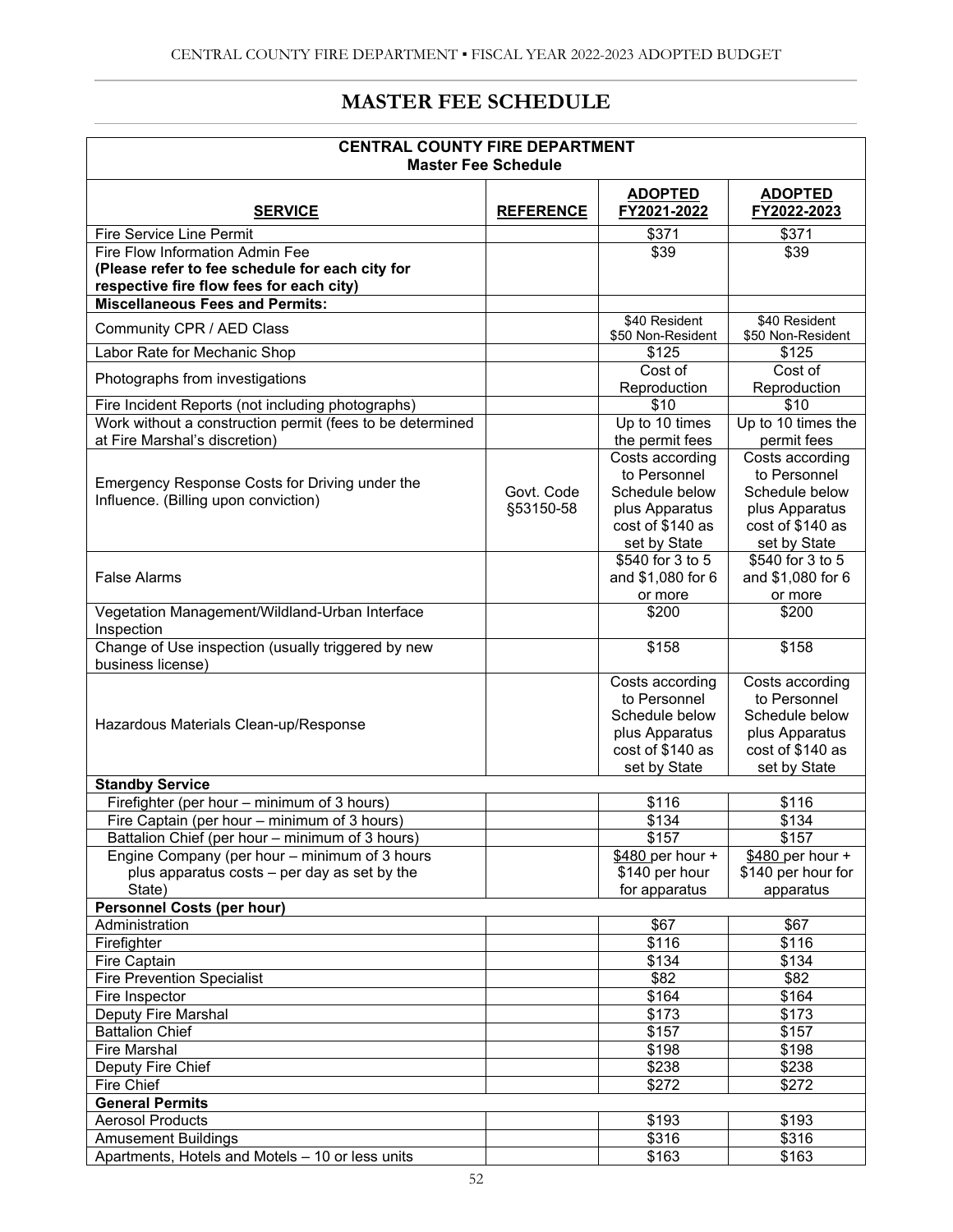# MASTER FEE SCHEDULE

| CENTRAL COUNTY FIRE DEPARTMENT<br>Master Fee Schedule | | | |
|---|---|---|---|
| **SERVICE** | **REFERENCE** | **ADOPTED FY2021-2022** | **ADOPTED FY2022-2023** |
| Fire Service Line Permit | | \$371 | \$371 |
| Fire Flow Information Admin Fee **(Please refer to fee schedule for each city for respective fire flow fees for each city)** | | \$39 | \$39 |
| **Miscellaneous Fees and Permits:** | | | |
| Community CPR / AED Class | | \$40 Resident<br>\$50 Non-Resident | \$40 Resident<br>\$50 Non-Resident |
| Labor Rate for Mechanic Shop | | \$125 | \$125 |
| Photographs from investigations | | Cost of Reproduction | Cost of Reproduction |
| Fire Incident Reports (not including photographs) | | \$10 | \$10 |
| Work without a construction permit (fees to be determined at Fire Marshal's discretion) | | Up to 10 times the permit fees | Up to 10 times the permit fees |
| Emergency Response Costs for Driving under the Influence. (Billing upon conviction) | Govt. Code §53150-58 | Costs according to Personnel Schedule below plus Apparatus cost of \$140 as set by State | Costs according to Personnel Schedule below plus Apparatus cost of \$140 as set by State |
| False Alarms | | \$540 for 3 to 5 and \$1,080 for 6 or more | \$540 for 3 to 5 and \$1,080 for 6 or more |
| Vegetation Management/Wildland-Urban Interface Inspection | | \$200 | \$200 |
| Change of Use inspection (usually triggered by new business license) | | \$158 | \$158 |
| Hazardous Materials Clean-up/Response | | Costs according to Personnel Schedule below plus Apparatus cost of \$140 as set by State | Costs according to Personnel Schedule below plus Apparatus cost of \$140 as set by State |
| **Standby Service** | | | |
| Firefighter (per hour – minimum of 3 hours) | | \$116 | \$116 |
| Fire Captain (per hour – minimum of 3 hours) | | \$134 | \$134 |
| Battalion Chief (per hour – minimum of 3 hours) | | \$157 | \$157 |
| Engine Company (per hour – minimum of 3 hours plus apparatus costs – per day as set by the State) | | \$480 per hour + \$140 per hour for apparatus | \$480 per hour + \$140 per hour for apparatus |
| **Personnel Costs (per hour)** | | | |
| Administration | | \$67 | \$67 |
| Firefighter | | \$116 | \$116 |
| Fire Captain | | \$134 | \$134 |
| Fire Prevention Specialist | | \$82 | \$82 |
| Fire Inspector | | \$164 | \$164 |
| Deputy Fire Marshal | | \$173 | \$173 |
| Battalion Chief | | \$157 | \$157 |
| Fire Marshal | | \$198 | \$198 |
| Deputy Fire Chief | | \$238 | \$238 |
| Fire Chief | | \$272 | \$272 |
| **General Permits** | | | |
| Aerosol Products | | \$193 | \$193 |
| Amusement Buildings | | \$316 | \$316 |
| Apartments, Hotels and Motels – 10 or less units | | \$163 | \$163 |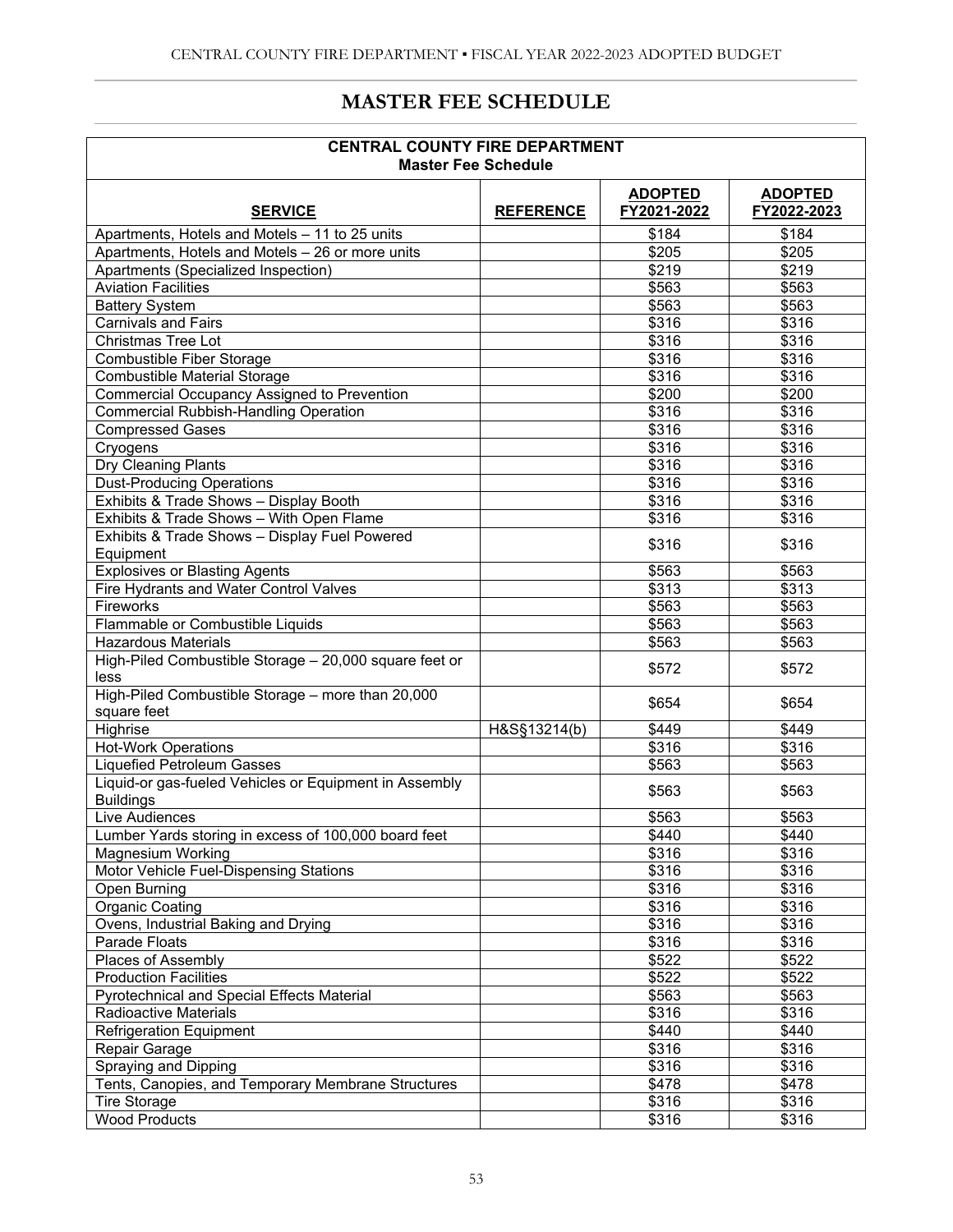# MASTER FEE SCHEDULE

| CENTRAL COUNTY FIRE DEPARTMENT Master Fee Schedule | | | |
|---|---|---|---|
| **SERVICE** | **REFERENCE** | **ADOPTED FY2021-2022** | **ADOPTED FY2022-2023** |
| Apartments, Hotels and Motels – 11 to 25 units | | $184 | $184 |
| Apartments, Hotels and Motels – 26 or more units | | $205 | $205 |
| Apartments (Specialized Inspection) | | $219 | $219 |
| Aviation Facilities | | $563 | $563 |
| Battery System | | $563 | $563 |
| Carnivals and Fairs | | $316 | $316 |
| Christmas Tree Lot | | $316 | $316 |
| Combustible Fiber Storage | | $316 | $316 |
| Combustible Material Storage | | $316 | $316 |
| Commercial Occupancy Assigned to Prevention | | $200 | $200 |
| Commercial Rubbish-Handling Operation | | $316 | $316 |
| Compressed Gases | | $316 | $316 |
| Cryogens | | $316 | $316 |
| Dry Cleaning Plants | | $316 | $316 |
| Dust-Producing Operations | | $316 | $316 |
| Exhibits & Trade Shows – Display Booth | | $316 | $316 |
| Exhibits & Trade Shows – With Open Flame | | $316 | $316 |
| Exhibits & Trade Shows – Display Fuel Powered Equipment | | $316 | $316 |
| Explosives or Blasting Agents | | $563 | $563 |
| Fire Hydrants and Water Control Valves | | $313 | $313 |
| Fireworks | | $563 | $563 |
| Flammable or Combustible Liquids | | $563 | $563 |
| Hazardous Materials | | $563 | $563 |
| High-Piled Combustible Storage – 20,000 square feet or less | | $572 | $572 |
| High-Piled Combustible Storage – more than 20,000 square feet | | $654 | $654 |
| Highrise | H&S§13214(b) | $449 | $449 |
| Hot-Work Operations | | $316 | $316 |
| Liquefied Petroleum Gasses | | $563 | $563 |
| Liquid-or gas-fueled Vehicles or Equipment in Assembly Buildings | | $563 | $563 |
| Live Audiences | | $563 | $563 |
| Lumber Yards storing in excess of 100,000 board feet | | $440 | $440 |
| Magnesium Working | | $316 | $316 |
| Motor Vehicle Fuel-Dispensing Stations | | $316 | $316 |
| Open Burning | | $316 | $316 |
| Organic Coating | | $316 | $316 |
| Ovens, Industrial Baking and Drying | | $316 | $316 |
| Parade Floats | | $316 | $316 |
| Places of Assembly | | $522 | $522 |
| Production Facilities | | $522 | $522 |
| Pyrotechnical and Special Effects Material | | $563 | $563 |
| Radioactive Materials | | $316 | $316 |
| Refrigeration Equipment | | $440 | $440 |
| Repair Garage | | $316 | $316 |
| Spraying and Dipping | | $316 | $316 |
| Tents, Canopies, and Temporary Membrane Structures | | $478 | $478 |
| Tire Storage | | $316 | $316 |
| Wood Products | | $316 | $316 |